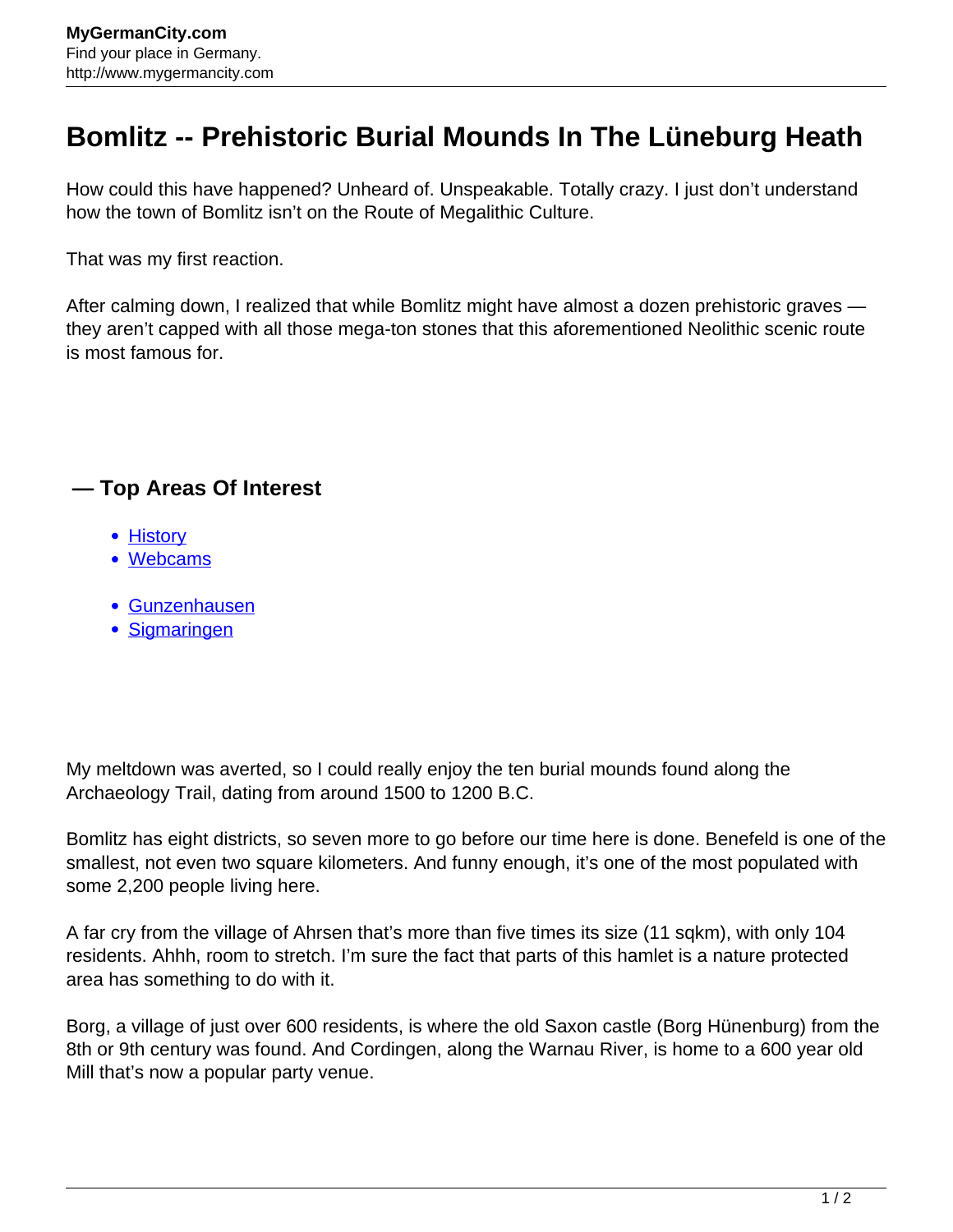# Bomlitz -- Prehistoric Burial Mounds In The Lüneburg Heath

How could this have happened? Unheard of. Unspeakable. Totally crazy. I just don't understand how the town of Bomlitz isn't on the Route of Megalithic Culture.

That was my first reaction.

After calming down, I realized that while Bomlitz might have almost a dozen prehistoric graves — they aren't capped with all those mega-ton stones that this aforementioned Neolithic scenic route is most famous for.

## — Top Areas Of Interest

- History
- Webcams

- Gunzenhausen
- Sigmaringen

My meltdown was averted, so I could really enjoy the ten burial mounds found along the Archaeology Trail, dating from around 1500 to 1200 B.C.

Bomlitz has eight districts, so seven more to go before our time here is done. Benefeld is one of the smallest, not even two square kilometers. And funny enough, it's one of the most populated with some 2,200 people living here.

A far cry from the village of Ahrsen that's more than five times its size (11 sqkm), with only 104 residents. Ahhh, room to stretch. I'm sure the fact that parts of this hamlet is a nature protected area has something to do with it.

Borg, a village of just over 600 residents, is where the old Saxon castle (Borg Hünenburg) from the 8th or 9th century was found. And Cordingen, along the Warnau River, is home to a 600 year old Mill that's now a popular party venue.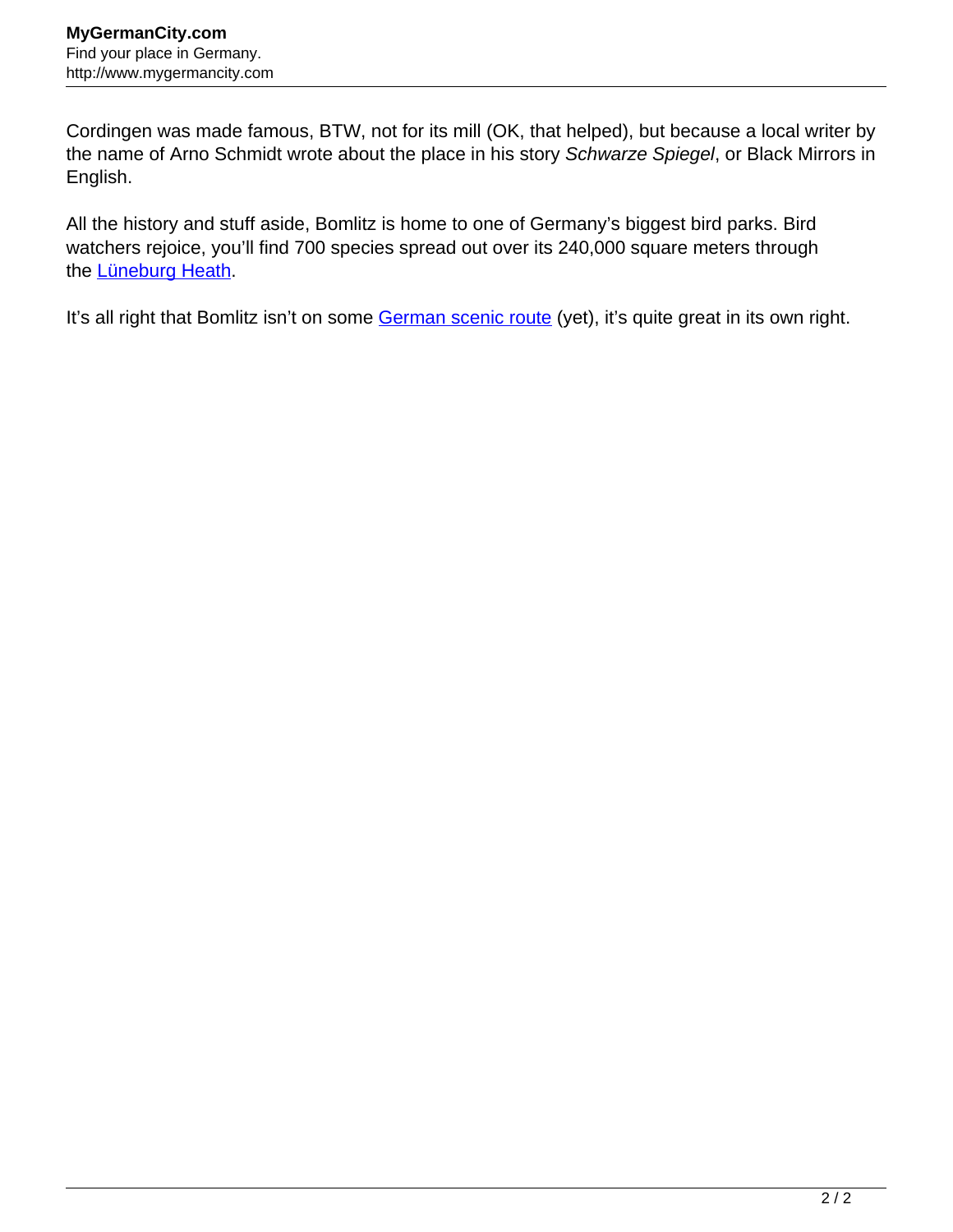Cordingen was made famous, BTW, not for its mill (OK, that helped), but because a local writer by the name of Arno Schmidt wrote about the place in his story *Schwarze Spiegel*, or Black Mirrors in English.

All the history and stuff aside, Bomlitz is home to one of Germany's biggest bird parks. Bird watchers rejoice, you'll find 700 species spread out over its 240,000 square meters through the Lüneburg Heath.

It's all right that Bomlitz isn't on some German scenic route (yet), it's quite great in its own right.